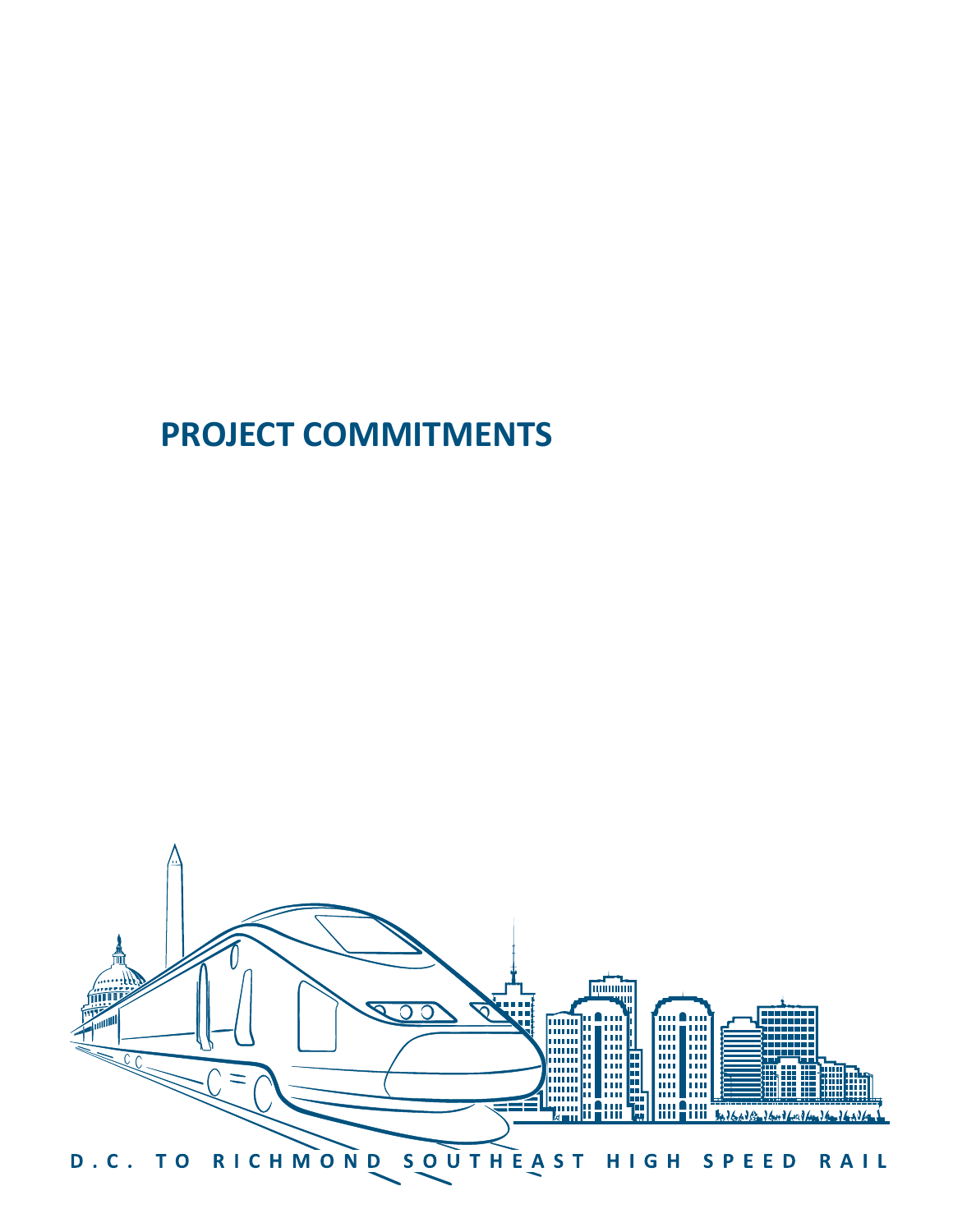# PROJECT COMMITMENTS

D.C. TO RICHMOND SOUTHEAST HIGH SPEED RAIL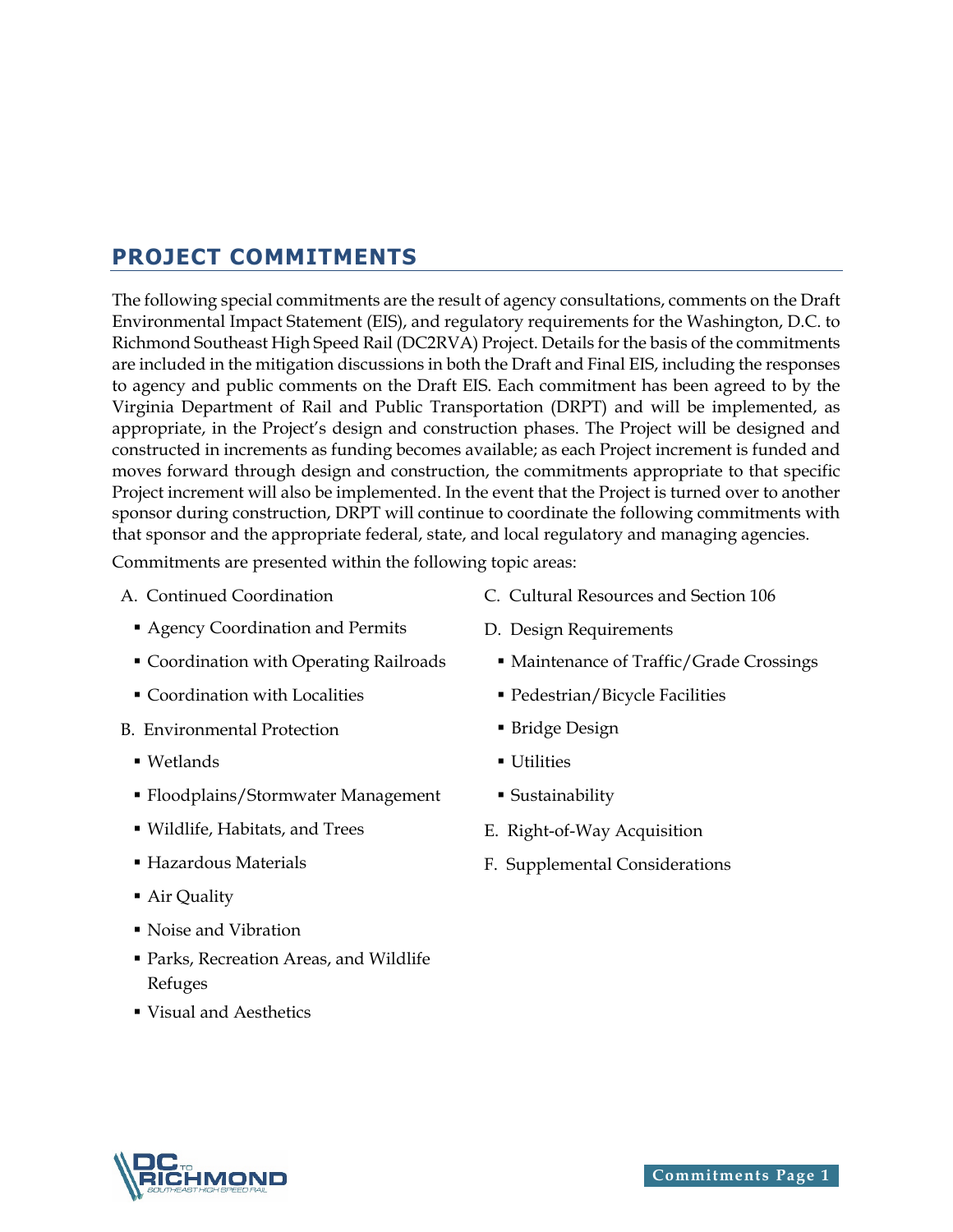# PROJECT COMMITMENTS

The following special commitments are the result of agency consultations, comments on the Draft Environmental Impact Statement (EIS), and regulatory requirements for the Washington, D.C. to Richmond Southeast High Speed Rail (DC2RVA) Project. Details for the basis of the commitments are included in the mitigation discussions in both the Draft and Final EIS, including the responses to agency and public comments on the Draft EIS. Each commitment has been agreed to by the Virginia Department of Rail and Public Transportation (DRPT) and will be implemented, as appropriate, in the Project's design and construction phases. The Project will be designed and constructed in increments as funding becomes available; as each Project increment is funded and moves forward through design and construction, the commitments appropriate to that specific Project increment will also be implemented. In the event that the Project is turned over to another sponsor during construction, DRPT will continue to coordinate the following commitments with that sponsor and the appropriate federal, state, and local regulatory and managing agencies.

Commitments are presented within the following topic areas:

A. Continued Coordination
   - Agency Coordination and Permits
   - Coordination with Operating Railroads
   - Coordination with Localities

B. Environmental Protection
   - Wetlands
   - Floodplains/Stormwater Management
   - Wildlife, Habitats, and Trees
   - Hazardous Materials
   - Air Quality
   - Noise and Vibration
   - Parks, Recreation Areas, and Wildlife Refuges
   - Visual and Aesthetics

C. Cultural Resources and Section 106

D. Design Requirements
   - Maintenance of Traffic/Grade Crossings
   - Pedestrian/Bicycle Facilities
   - Bridge Design
   - Utilities
   - Sustainability

E. Right-of-Way Acquisition

F. Supplemental Considerations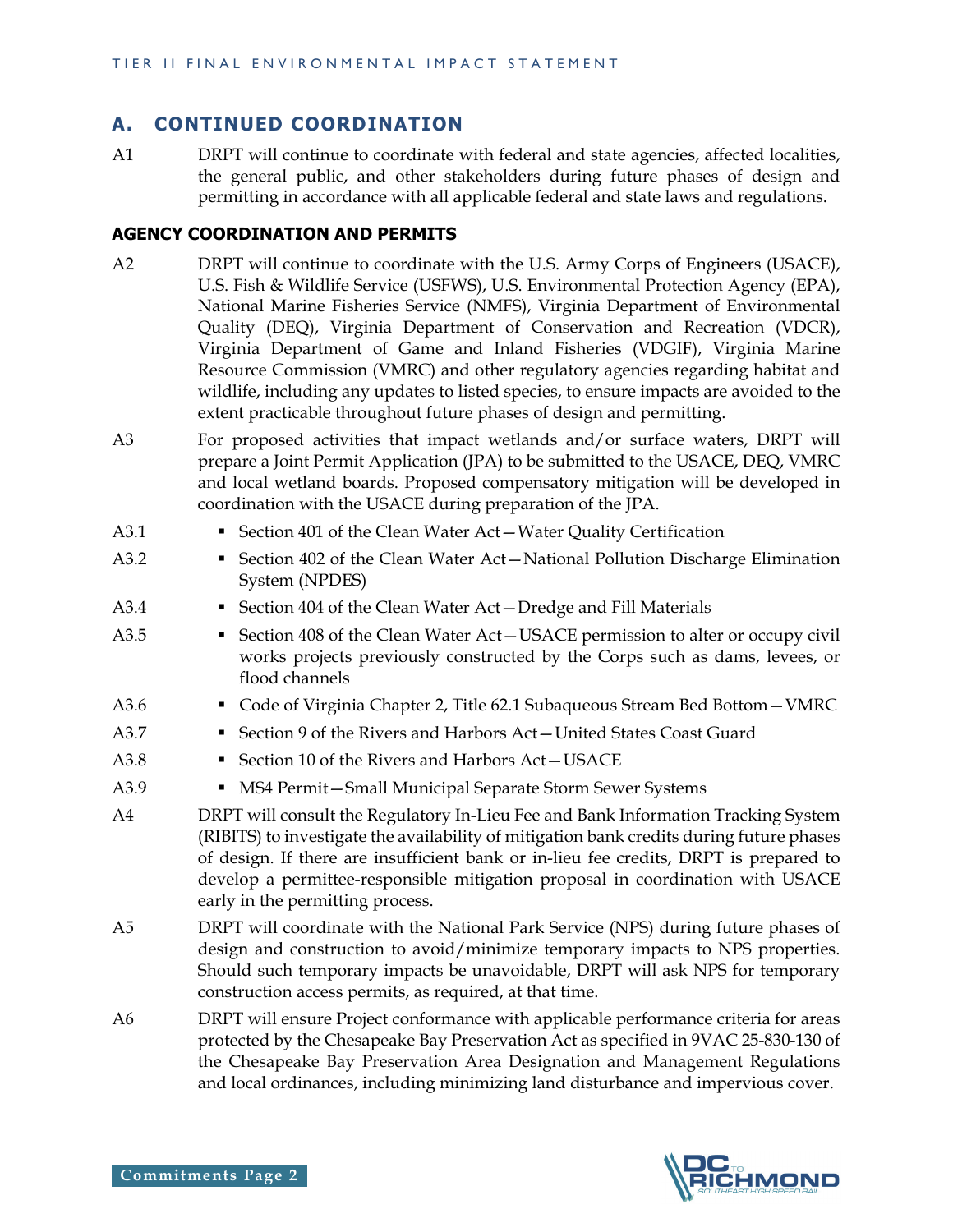## A. CONTINUED COORDINATION

A1 DRPT will continue to coordinate with federal and state agencies, affected localities, the general public, and other stakeholders during future phases of design and permitting in accordance with all applicable federal and state laws and regulations.

### AGENCY COORDINATION AND PERMITS

A2 DRPT will continue to coordinate with the U.S. Army Corps of Engineers (USACE), U.S. Fish & Wildlife Service (USFWS), U.S. Environmental Protection Agency (EPA), National Marine Fisheries Service (NMFS), Virginia Department of Environmental Quality (DEQ), Virginia Department of Conservation and Recreation (VDCR), Virginia Department of Game and Inland Fisheries (VDGIF), Virginia Marine Resource Commission (VMRC) and other regulatory agencies regarding habitat and wildlife, including any updates to listed species, to ensure impacts are avoided to the extent practicable throughout future phases of design and permitting.

A3 For proposed activities that impact wetlands and/or surface waters, DRPT will prepare a Joint Permit Application (JPA) to be submitted to the USACE, DEQ, VMRC and local wetland boards. Proposed compensatory mitigation will be developed in coordination with the USACE during preparation of the JPA.

A3.1 ▪ Section 401 of the Clean Water Act—Water Quality Certification

A3.2 ▪ Section 402 of the Clean Water Act—National Pollution Discharge Elimination System (NPDES)

A3.4 ▪ Section 404 of the Clean Water Act—Dredge and Fill Materials

A3.5 ▪ Section 408 of the Clean Water Act—USACE permission to alter or occupy civil works projects previously constructed by the Corps such as dams, levees, or flood channels

A3.6 ▪ Code of Virginia Chapter 2, Title 62.1 Subaqueous Stream Bed Bottom—VMRC

A3.7 ▪ Section 9 of the Rivers and Harbors Act—United States Coast Guard

A3.8 ▪ Section 10 of the Rivers and Harbors Act—USACE

A3.9 ▪ MS4 Permit—Small Municipal Separate Storm Sewer Systems

A4 DRPT will consult the Regulatory In-Lieu Fee and Bank Information Tracking System (RIBITS) to investigate the availability of mitigation bank credits during future phases of design. If there are insufficient bank or in-lieu fee credits, DRPT is prepared to develop a permittee-responsible mitigation proposal in coordination with USACE early in the permitting process.

A5 DRPT will coordinate with the National Park Service (NPS) during future phases of design and construction to avoid/minimize temporary impacts to NPS properties. Should such temporary impacts be unavoidable, DRPT will ask NPS for temporary construction access permits, as required, at that time.

A6 DRPT will ensure Project conformance with applicable performance criteria for areas protected by the Chesapeake Bay Preservation Act as specified in 9VAC 25-830-130 of the Chesapeake Bay Preservation Area Designation and Management Regulations and local ordinances, including minimizing land disturbance and impervious cover.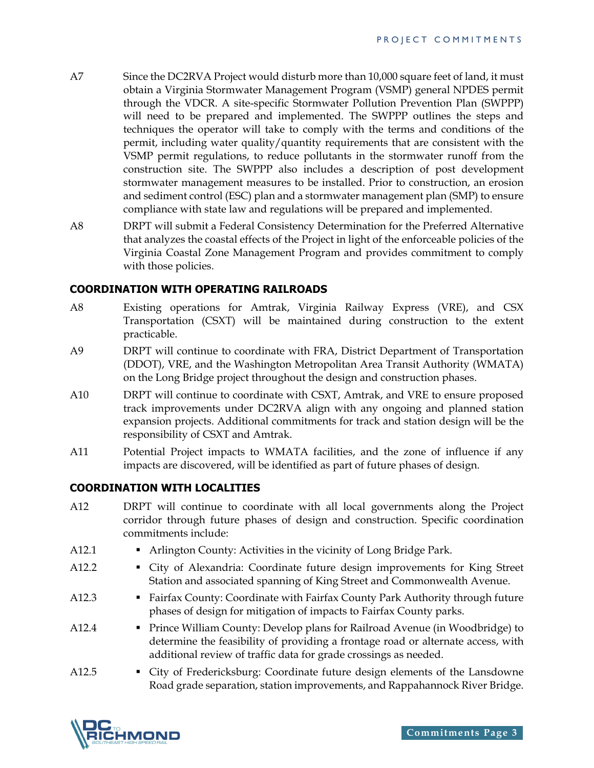A7 Since the DC2RVA Project would disturb more than 10,000 square feet of land, it must obtain a Virginia Stormwater Management Program (VSMP) general NPDES permit through the VDCR. A site-specific Stormwater Pollution Prevention Plan (SWPPP) will need to be prepared and implemented. The SWPPP outlines the steps and techniques the operator will take to comply with the terms and conditions of the permit, including water quality/quantity requirements that are consistent with the VSMP permit regulations, to reduce pollutants in the stormwater runoff from the construction site. The SWPPP also includes a description of post development stormwater management measures to be installed. Prior to construction, an erosion and sediment control (ESC) plan and a stormwater management plan (SMP) to ensure compliance with state law and regulations will be prepared and implemented.

A8 DRPT will submit a Federal Consistency Determination for the Preferred Alternative that analyzes the coastal effects of the Project in light of the enforceable policies of the Virginia Coastal Zone Management Program and provides commitment to comply with those policies.

## COORDINATION WITH OPERATING RAILROADS

A8 Existing operations for Amtrak, Virginia Railway Express (VRE), and CSX Transportation (CSXT) will be maintained during construction to the extent practicable.

A9 DRPT will continue to coordinate with FRA, District Department of Transportation (DDOT), VRE, and the Washington Metropolitan Area Transit Authority (WMATA) on the Long Bridge project throughout the design and construction phases.

A10 DRPT will continue to coordinate with CSXT, Amtrak, and VRE to ensure proposed track improvements under DC2RVA align with any ongoing and planned station expansion projects. Additional commitments for track and station design will be the responsibility of CSXT and Amtrak.

A11 Potential Project impacts to WMATA facilities, and the zone of influence if any impacts are discovered, will be identified as part of future phases of design.

## COORDINATION WITH LOCALITIES

A12 DRPT will continue to coordinate with all local governments along the Project corridor through future phases of design and construction. Specific coordination commitments include:

A12.1 ▪ Arlington County: Activities in the vicinity of Long Bridge Park.

A12.2 ▪ City of Alexandria: Coordinate future design improvements for King Street Station and associated spanning of King Street and Commonwealth Avenue.

A12.3 ▪ Fairfax County: Coordinate with Fairfax County Park Authority through future phases of design for mitigation of impacts to Fairfax County parks.

A12.4 ▪ Prince William County: Develop plans for Railroad Avenue (in Woodbridge) to determine the feasibility of providing a frontage road or alternate access, with additional review of traffic data for grade crossings as needed.

A12.5 ▪ City of Fredericksburg: Coordinate future design elements of the Lansdowne Road grade separation, station improvements, and Rappahannock River Bridge.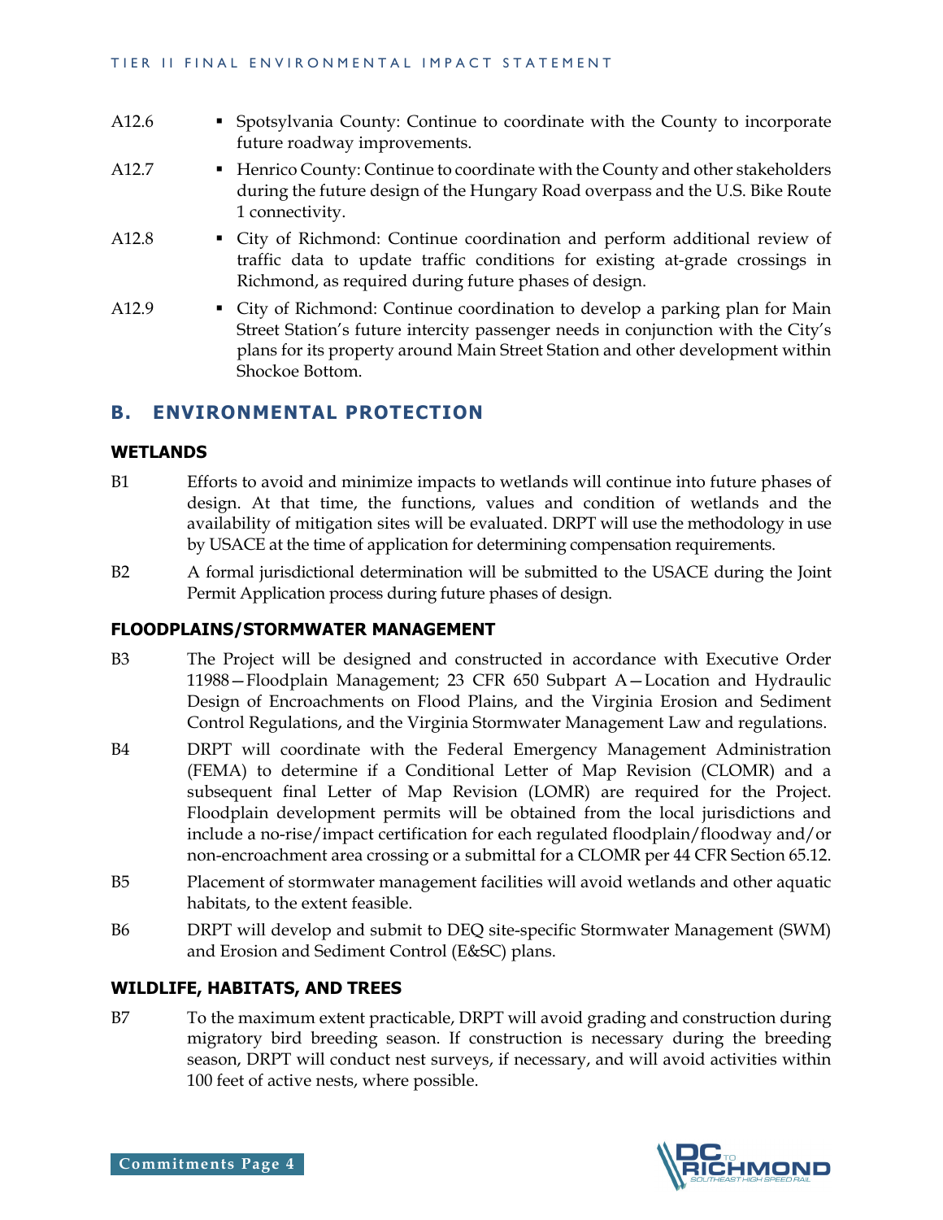A12.6 ▪ Spotsylvania County: Continue to coordinate with the County to incorporate future roadway improvements.

A12.7 ▪ Henrico County: Continue to coordinate with the County and other stakeholders during the future design of the Hungary Road overpass and the U.S. Bike Route 1 connectivity.

A12.8 ▪ City of Richmond: Continue coordination and perform additional review of traffic data to update traffic conditions for existing at-grade crossings in Richmond, as required during future phases of design.

A12.9 ▪ City of Richmond: Continue coordination to develop a parking plan for Main Street Station's future intercity passenger needs in conjunction with the City's plans for its property around Main Street Station and other development within Shockoe Bottom.

## B. ENVIRONMENTAL PROTECTION

### WETLANDS

B1 Efforts to avoid and minimize impacts to wetlands will continue into future phases of design. At that time, the functions, values and condition of wetlands and the availability of mitigation sites will be evaluated. DRPT will use the methodology in use by USACE at the time of application for determining compensation requirements.

B2 A formal jurisdictional determination will be submitted to the USACE during the Joint Permit Application process during future phases of design.

### FLOODPLAINS/STORMWATER MANAGEMENT

B3 The Project will be designed and constructed in accordance with Executive Order 11988—Floodplain Management; 23 CFR 650 Subpart A—Location and Hydraulic Design of Encroachments on Flood Plains, and the Virginia Erosion and Sediment Control Regulations, and the Virginia Stormwater Management Law and regulations.

B4 DRPT will coordinate with the Federal Emergency Management Administration (FEMA) to determine if a Conditional Letter of Map Revision (CLOMR) and a subsequent final Letter of Map Revision (LOMR) are required for the Project. Floodplain development permits will be obtained from the local jurisdictions and include a no-rise/impact certification for each regulated floodplain/floodway and/or non-encroachment area crossing or a submittal for a CLOMR per 44 CFR Section 65.12.

B5 Placement of stormwater management facilities will avoid wetlands and other aquatic habitats, to the extent feasible.

B6 DRPT will develop and submit to DEQ site-specific Stormwater Management (SWM) and Erosion and Sediment Control (E&SC) plans.

### WILDLIFE, HABITATS, AND TREES

B7 To the maximum extent practicable, DRPT will avoid grading and construction during migratory bird breeding season. If construction is necessary during the breeding season, DRPT will conduct nest surveys, if necessary, and will avoid activities within 100 feet of active nests, where possible.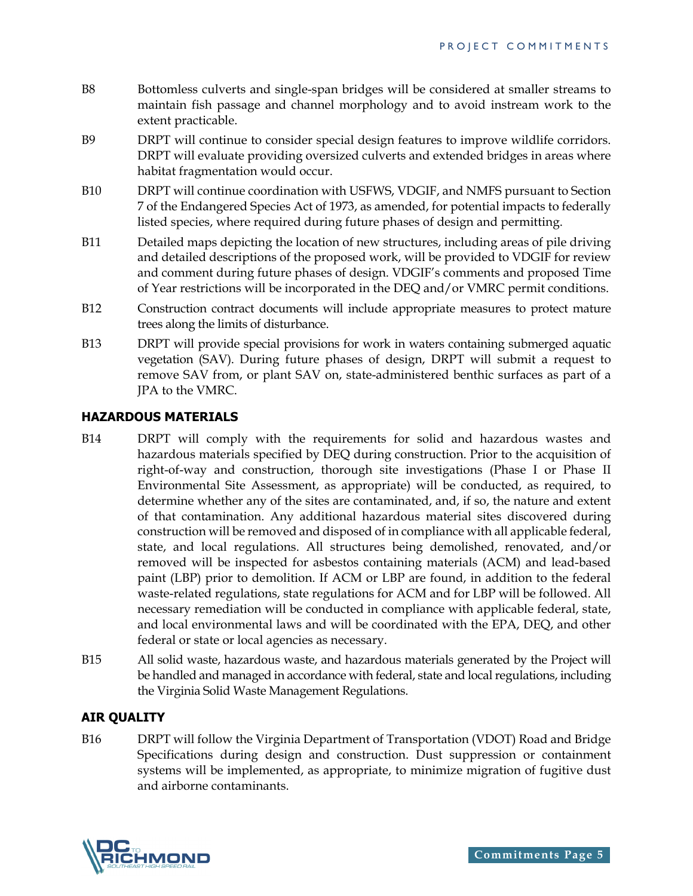B8 Bottomless culverts and single-span bridges will be considered at smaller streams to maintain fish passage and channel morphology and to avoid instream work to the extent practicable.

B9 DRPT will continue to consider special design features to improve wildlife corridors. DRPT will evaluate providing oversized culverts and extended bridges in areas where habitat fragmentation would occur.

B10 DRPT will continue coordination with USFWS, VDGIF, and NMFS pursuant to Section 7 of the Endangered Species Act of 1973, as amended, for potential impacts to federally listed species, where required during future phases of design and permitting.

B11 Detailed maps depicting the location of new structures, including areas of pile driving and detailed descriptions of the proposed work, will be provided to VDGIF for review and comment during future phases of design. VDGIF's comments and proposed Time of Year restrictions will be incorporated in the DEQ and/or VMRC permit conditions.

B12 Construction contract documents will include appropriate measures to protect mature trees along the limits of disturbance.

B13 DRPT will provide special provisions for work in waters containing submerged aquatic vegetation (SAV). During future phases of design, DRPT will submit a request to remove SAV from, or plant SAV on, state-administered benthic surfaces as part of a JPA to the VMRC.

## HAZARDOUS MATERIALS

B14 DRPT will comply with the requirements for solid and hazardous wastes and hazardous materials specified by DEQ during construction. Prior to the acquisition of right-of-way and construction, thorough site investigations (Phase I or Phase II Environmental Site Assessment, as appropriate) will be conducted, as required, to determine whether any of the sites are contaminated, and, if so, the nature and extent of that contamination. Any additional hazardous material sites discovered during construction will be removed and disposed of in compliance with all applicable federal, state, and local regulations. All structures being demolished, renovated, and/or removed will be inspected for asbestos containing materials (ACM) and lead-based paint (LBP) prior to demolition. If ACM or LBP are found, in addition to the federal waste-related regulations, state regulations for ACM and for LBP will be followed. All necessary remediation will be conducted in compliance with applicable federal, state, and local environmental laws and will be coordinated with the EPA, DEQ, and other federal or state or local agencies as necessary.

B15 All solid waste, hazardous waste, and hazardous materials generated by the Project will be handled and managed in accordance with federal, state and local regulations, including the Virginia Solid Waste Management Regulations.

## AIR QUALITY

B16 DRPT will follow the Virginia Department of Transportation (VDOT) Road and Bridge Specifications during design and construction. Dust suppression or containment systems will be implemented, as appropriate, to minimize migration of fugitive dust and airborne contaminants.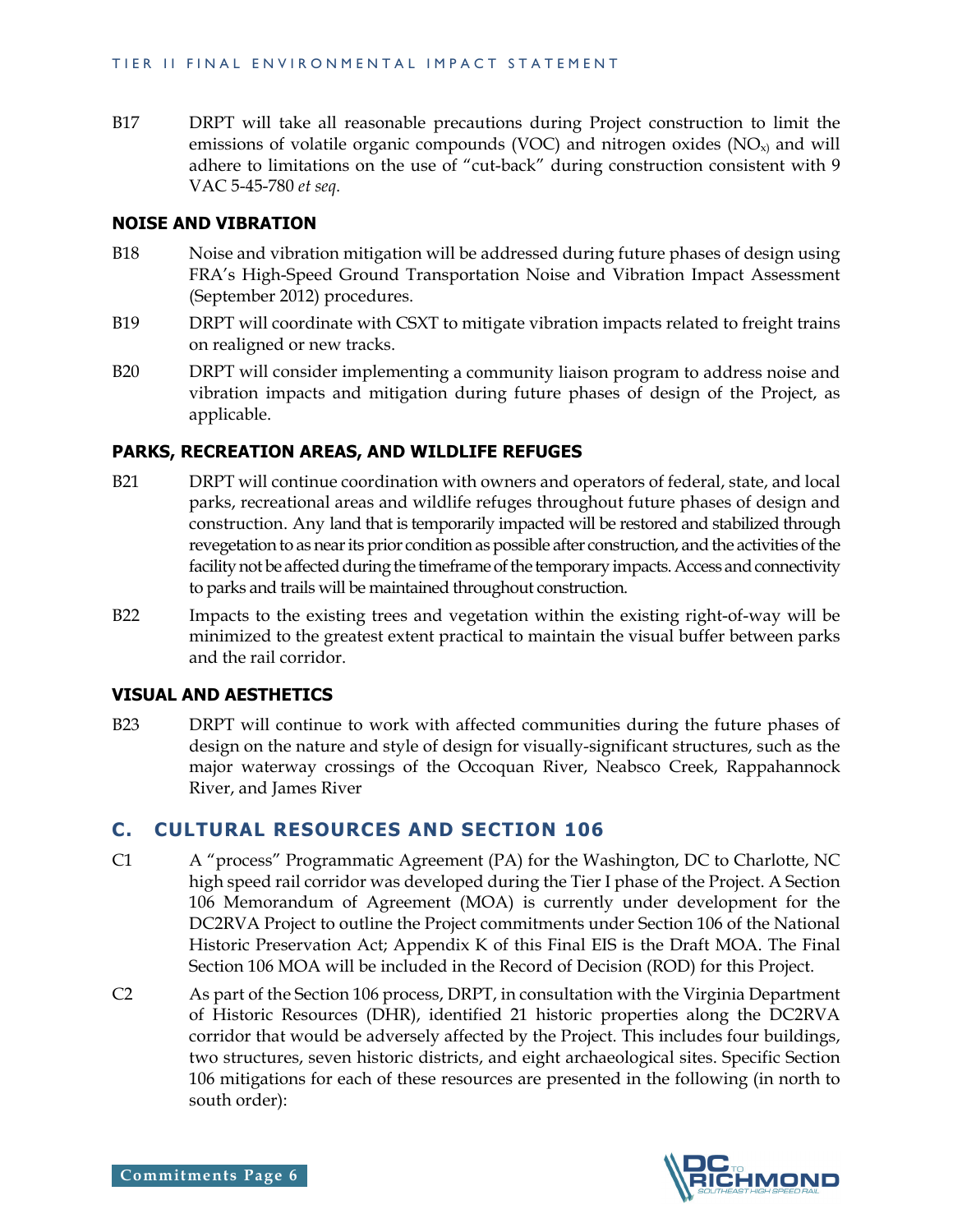B17 DRPT will take all reasonable precautions during Project construction to limit the emissions of volatile organic compounds (VOC) and nitrogen oxides ($NO_x$) and will adhere to limitations on the use of "cut-back" during construction consistent with 9 VAC 5-45-780 *et seq*.

### NOISE AND VIBRATION

B18 Noise and vibration mitigation will be addressed during future phases of design using FRA's High-Speed Ground Transportation Noise and Vibration Impact Assessment (September 2012) procedures.

B19 DRPT will coordinate with CSXT to mitigate vibration impacts related to freight trains on realigned or new tracks.

B20 DRPT will consider implementing a community liaison program to address noise and vibration impacts and mitigation during future phases of design of the Project, as applicable.

### PARKS, RECREATION AREAS, AND WILDLIFE REFUGES

B21 DRPT will continue coordination with owners and operators of federal, state, and local parks, recreational areas and wildlife refuges throughout future phases of design and construction. Any land that is temporarily impacted will be restored and stabilized through revegetation to as near its prior condition as possible after construction, and the activities of the facility not be affected during the timeframe of the temporary impacts. Access and connectivity to parks and trails will be maintained throughout construction.

B22 Impacts to the existing trees and vegetation within the existing right-of-way will be minimized to the greatest extent practical to maintain the visual buffer between parks and the rail corridor.

### VISUAL AND AESTHETICS

B23 DRPT will continue to work with affected communities during the future phases of design on the nature and style of design for visually-significant structures, such as the major waterway crossings of the Occoquan River, Neabsco Creek, Rappahannock River, and James River

## C. CULTURAL RESOURCES AND SECTION 106

C1 A "process" Programmatic Agreement (PA) for the Washington, DC to Charlotte, NC high speed rail corridor was developed during the Tier I phase of the Project. A Section 106 Memorandum of Agreement (MOA) is currently under development for the DC2RVA Project to outline the Project commitments under Section 106 of the National Historic Preservation Act; Appendix K of this Final EIS is the Draft MOA. The Final Section 106 MOA will be included in the Record of Decision (ROD) for this Project.

C2 As part of the Section 106 process, DRPT, in consultation with the Virginia Department of Historic Resources (DHR), identified 21 historic properties along the DC2RVA corridor that would be adversely affected by the Project. This includes four buildings, two structures, seven historic districts, and eight archaeological sites. Specific Section 106 mitigations for each of these resources are presented in the following (in north to south order):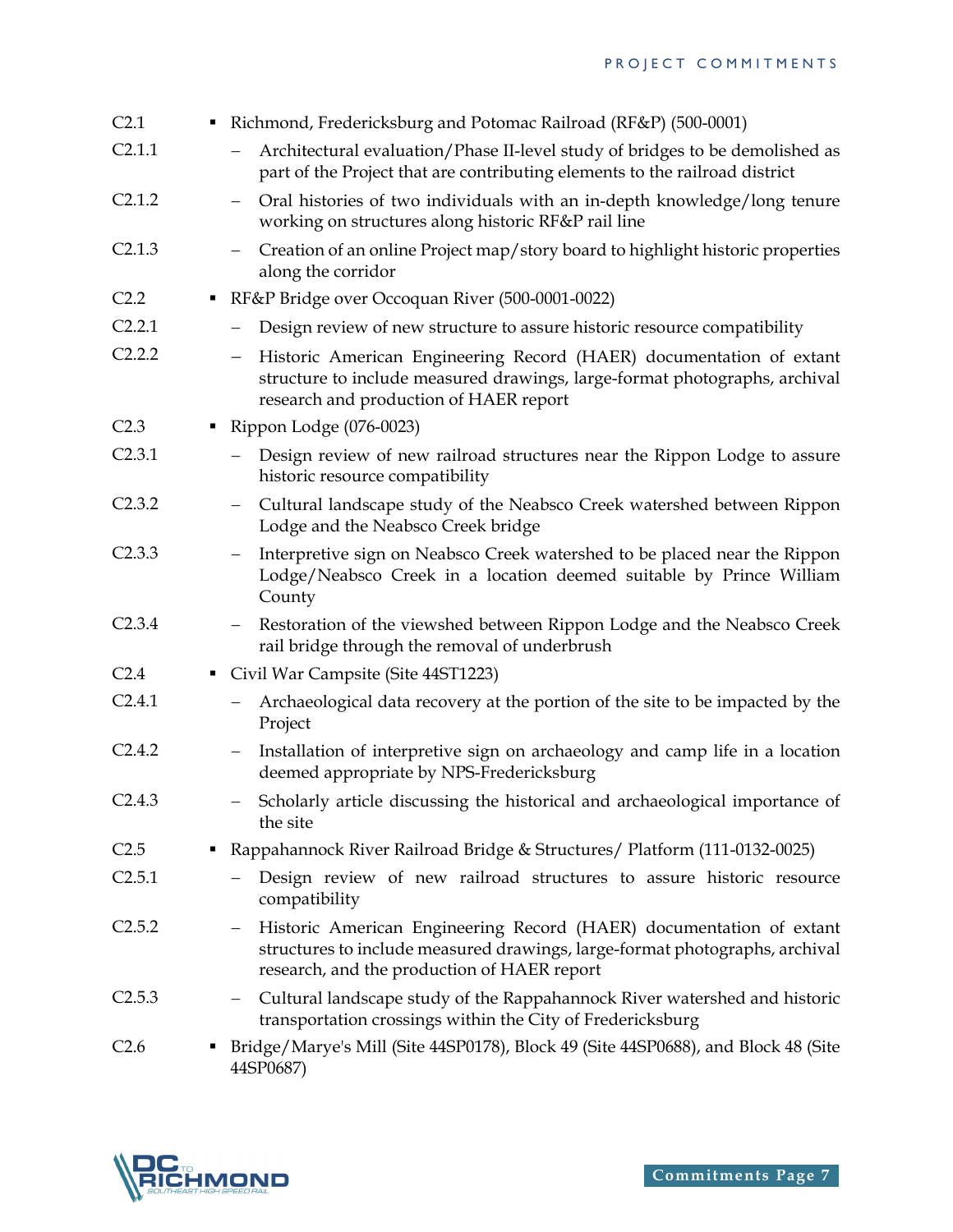| | |
|---|---|
| C2.1 | ▪ Richmond, Fredericksburg and Potomac Railroad (RF&P) (500-0001) |
| C2.1.1 | – Architectural evaluation/Phase II-level study of bridges to be demolished as part of the Project that are contributing elements to the railroad district |
| C2.1.2 | – Oral histories of two individuals with an in-depth knowledge/long tenure working on structures along historic RF&P rail line |
| C2.1.3 | – Creation of an online Project map/story board to highlight historic properties along the corridor |
| C2.2 | ▪ RF&P Bridge over Occoquan River (500-0001-0022) |
| C2.2.1 | – Design review of new structure to assure historic resource compatibility |
| C2.2.2 | – Historic American Engineering Record (HAER) documentation of extant structure to include measured drawings, large-format photographs, archival research and production of HAER report |
| C2.3 | ▪ Rippon Lodge (076-0023) |
| C2.3.1 | – Design review of new railroad structures near the Rippon Lodge to assure historic resource compatibility |
| C2.3.2 | – Cultural landscape study of the Neabsco Creek watershed between Rippon Lodge and the Neabsco Creek bridge |
| C2.3.3 | – Interpretive sign on Neabsco Creek watershed to be placed near the Rippon Lodge/Neabsco Creek in a location deemed suitable by Prince William County |
| C2.3.4 | – Restoration of the viewshed between Rippon Lodge and the Neabsco Creek rail bridge through the removal of underbrush |
| C2.4 | ▪ Civil War Campsite (Site 44ST1223) |
| C2.4.1 | – Archaeological data recovery at the portion of the site to be impacted by the Project |
| C2.4.2 | – Installation of interpretive sign on archaeology and camp life in a location deemed appropriate by NPS-Fredericksburg |
| C2.4.3 | – Scholarly article discussing the historical and archaeological importance of the site |
| C2.5 | ▪ Rappahannock River Railroad Bridge & Structures/ Platform (111-0132-0025) |
| C2.5.1 | – Design review of new railroad structures to assure historic resource compatibility |
| C2.5.2 | – Historic American Engineering Record (HAER) documentation of extant structures to include measured drawings, large-format photographs, archival research, and the production of HAER report |
| C2.5.3 | – Cultural landscape study of the Rappahannock River watershed and historic transportation crossings within the City of Fredericksburg |
| C2.6 | ▪ Bridge/Marye's Mill (Site 44SP0178), Block 49 (Site 44SP0688), and Block 48 (Site 44SP0687) |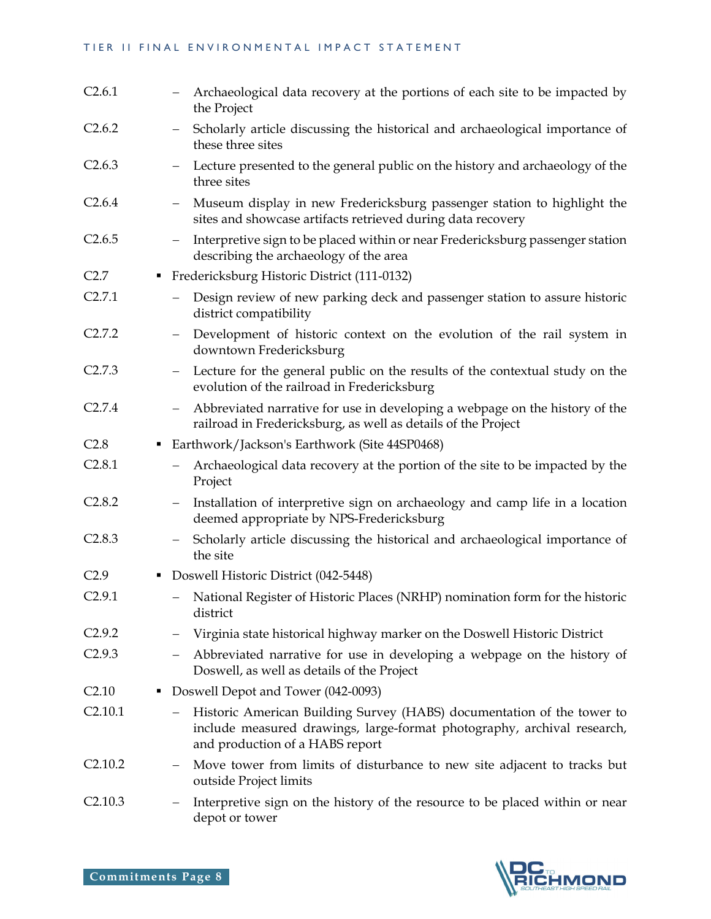| | |
|---|---|
| C2.6.1 | – Archaeological data recovery at the portions of each site to be impacted by the Project |
| C2.6.2 | – Scholarly article discussing the historical and archaeological importance of these three sites |
| C2.6.3 | – Lecture presented to the general public on the history and archaeology of the three sites |
| C2.6.4 | – Museum display in new Fredericksburg passenger station to highlight the sites and showcase artifacts retrieved during data recovery |
| C2.6.5 | – Interpretive sign to be placed within or near Fredericksburg passenger station describing the archaeology of the area |
| C2.7 | ▪ Fredericksburg Historic District (111-0132) |
| C2.7.1 | – Design review of new parking deck and passenger station to assure historic district compatibility |
| C2.7.2 | – Development of historic context on the evolution of the rail system in downtown Fredericksburg |
| C2.7.3 | – Lecture for the general public on the results of the contextual study on the evolution of the railroad in Fredericksburg |
| C2.7.4 | – Abbreviated narrative for use in developing a webpage on the history of the railroad in Fredericksburg, as well as details of the Project |
| C2.8 | ▪ Earthwork/Jackson's Earthwork (Site 44SP0468) |
| C2.8.1 | – Archaeological data recovery at the portion of the site to be impacted by the Project |
| C2.8.2 | – Installation of interpretive sign on archaeology and camp life in a location deemed appropriate by NPS-Fredericksburg |
| C2.8.3 | – Scholarly article discussing the historical and archaeological importance of the site |
| C2.9 | ▪ Doswell Historic District (042-5448) |
| C2.9.1 | – National Register of Historic Places (NRHP) nomination form for the historic district |
| C2.9.2 | – Virginia state historical highway marker on the Doswell Historic District |
| C2.9.3 | – Abbreviated narrative for use in developing a webpage on the history of Doswell, as well as details of the Project |
| C2.10 | ▪ Doswell Depot and Tower (042-0093) |
| C2.10.1 | – Historic American Building Survey (HABS) documentation of the tower to include measured drawings, large-format photography, archival research, and production of a HABS report |
| C2.10.2 | – Move tower from limits of disturbance to new site adjacent to tracks but outside Project limits |
| C2.10.3 | – Interpretive sign on the history of the resource to be placed within or near depot or tower |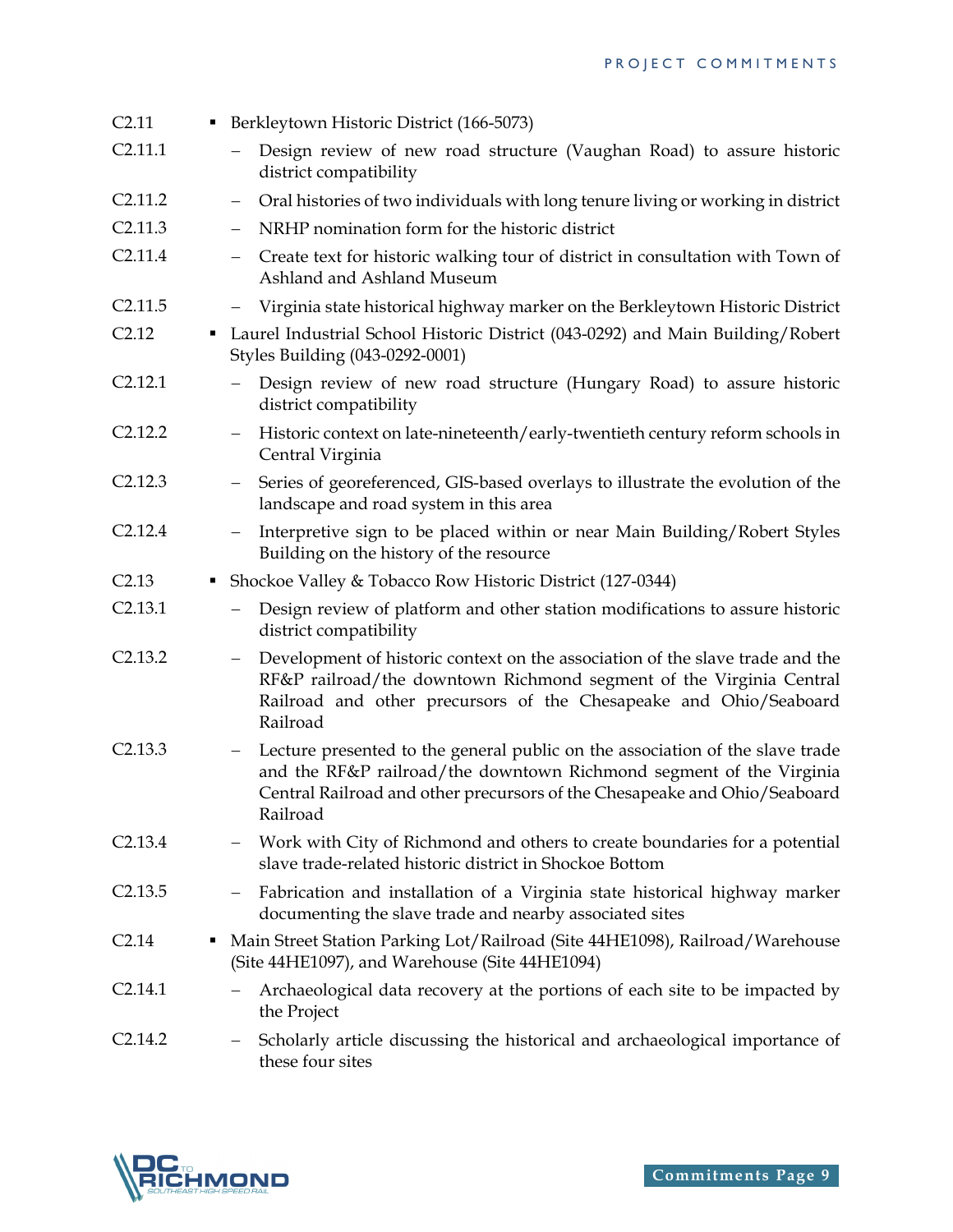| | |
|---|---|
| C2.11 | ▪ Berkleytown Historic District (166-5073) |
| C2.11.1 | – Design review of new road structure (Vaughan Road) to assure historic district compatibility |
| C2.11.2 | – Oral histories of two individuals with long tenure living or working in district |
| C2.11.3 | – NRHP nomination form for the historic district |
| C2.11.4 | – Create text for historic walking tour of district in consultation with Town of Ashland and Ashland Museum |
| C2.11.5 | – Virginia state historical highway marker on the Berkleytown Historic District |
| C2.12 | ▪ Laurel Industrial School Historic District (043-0292) and Main Building/Robert Styles Building (043-0292-0001) |
| C2.12.1 | – Design review of new road structure (Hungary Road) to assure historic district compatibility |
| C2.12.2 | – Historic context on late-nineteenth/early-twentieth century reform schools in Central Virginia |
| C2.12.3 | – Series of georeferenced, GIS-based overlays to illustrate the evolution of the landscape and road system in this area |
| C2.12.4 | – Interpretive sign to be placed within or near Main Building/Robert Styles Building on the history of the resource |
| C2.13 | ▪ Shockoe Valley & Tobacco Row Historic District (127-0344) |
| C2.13.1 | – Design review of platform and other station modifications to assure historic district compatibility |
| C2.13.2 | – Development of historic context on the association of the slave trade and the RF&P railroad/the downtown Richmond segment of the Virginia Central Railroad and other precursors of the Chesapeake and Ohio/Seaboard Railroad |
| C2.13.3 | – Lecture presented to the general public on the association of the slave trade and the RF&P railroad/the downtown Richmond segment of the Virginia Central Railroad and other precursors of the Chesapeake and Ohio/Seaboard Railroad |
| C2.13.4 | – Work with City of Richmond and others to create boundaries for a potential slave trade-related historic district in Shockoe Bottom |
| C2.13.5 | – Fabrication and installation of a Virginia state historical highway marker documenting the slave trade and nearby associated sites |
| C2.14 | ▪ Main Street Station Parking Lot/Railroad (Site 44HE1098), Railroad/Warehouse (Site 44HE1097), and Warehouse (Site 44HE1094) |
| C2.14.1 | – Archaeological data recovery at the portions of each site to be impacted by the Project |
| C2.14.2 | – Scholarly article discussing the historical and archaeological importance of these four sites |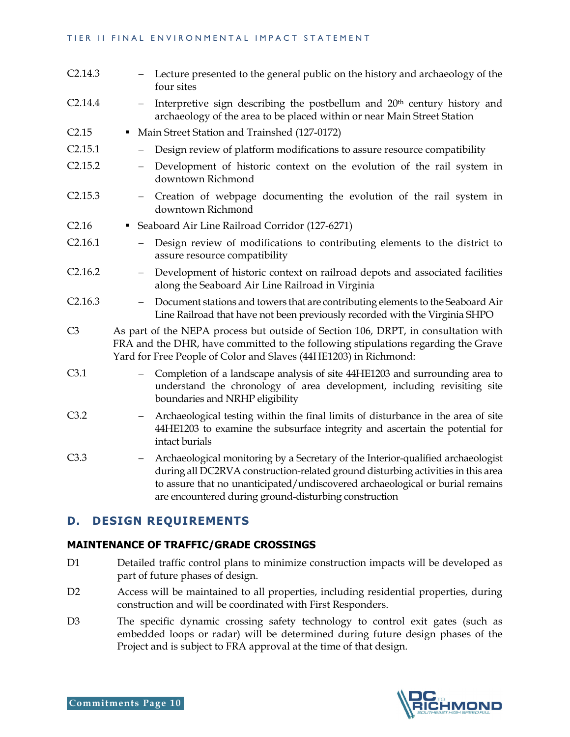C2.14.3 – Lecture presented to the general public on the history and archaeology of the four sites

C2.14.4 – Interpretive sign describing the postbellum and 20th century history and archaeology of the area to be placed within or near Main Street Station

C2.15 ▪ Main Street Station and Trainshed (127-0172)

C2.15.1 – Design review of platform modifications to assure resource compatibility

C2.15.2 – Development of historic context on the evolution of the rail system in downtown Richmond

C2.15.3 – Creation of webpage documenting the evolution of the rail system in downtown Richmond

C2.16 ▪ Seaboard Air Line Railroad Corridor (127-6271)

C2.16.1 – Design review of modifications to contributing elements to the district to assure resource compatibility

C2.16.2 – Development of historic context on railroad depots and associated facilities along the Seaboard Air Line Railroad in Virginia

C2.16.3 – Document stations and towers that are contributing elements to the Seaboard Air Line Railroad that have not been previously recorded with the Virginia SHPO

C3 As part of the NEPA process but outside of Section 106, DRPT, in consultation with FRA and the DHR, have committed to the following stipulations regarding the Grave Yard for Free People of Color and Slaves (44HE1203) in Richmond:

C3.1 – Completion of a landscape analysis of site 44HE1203 and surrounding area to understand the chronology of area development, including revisiting site boundaries and NRHP eligibility

C3.2 – Archaeological testing within the final limits of disturbance in the area of site 44HE1203 to examine the subsurface integrity and ascertain the potential for intact burials

C3.3 – Archaeological monitoring by a Secretary of the Interior-qualified archaeologist during all DC2RVA construction-related ground disturbing activities in this area to assure that no unanticipated/undiscovered archaeological or burial remains are encountered during ground-disturbing construction

## D. DESIGN REQUIREMENTS

### MAINTENANCE OF TRAFFIC/GRADE CROSSINGS

D1 Detailed traffic control plans to minimize construction impacts will be developed as part of future phases of design.

D2 Access will be maintained to all properties, including residential properties, during construction and will be coordinated with First Responders.

D3 The specific dynamic crossing safety technology to control exit gates (such as embedded loops or radar) will be determined during future design phases of the Project and is subject to FRA approval at the time of that design.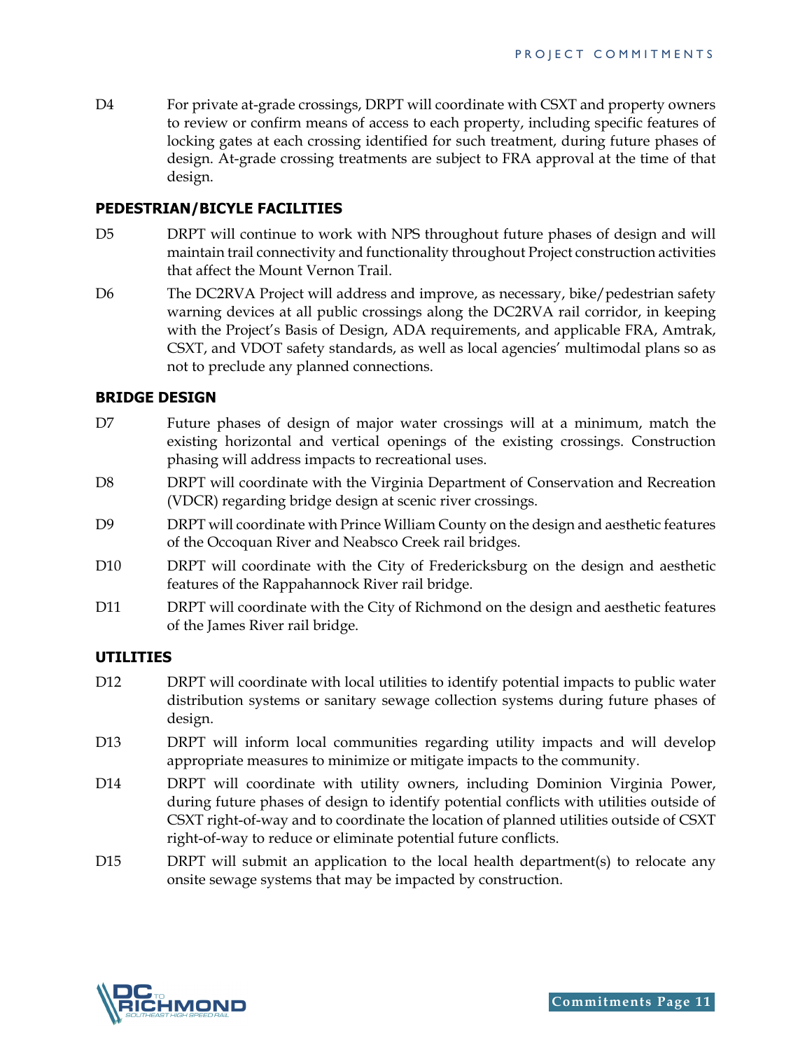D4 For private at-grade crossings, DRPT will coordinate with CSXT and property owners to review or confirm means of access to each property, including specific features of locking gates at each crossing identified for such treatment, during future phases of design. At-grade crossing treatments are subject to FRA approval at the time of that design.

### PEDESTRIAN/BICYLE FACILITIES

D5 DRPT will continue to work with NPS throughout future phases of design and will maintain trail connectivity and functionality throughout Project construction activities that affect the Mount Vernon Trail.

D6 The DC2RVA Project will address and improve, as necessary, bike/pedestrian safety warning devices at all public crossings along the DC2RVA rail corridor, in keeping with the Project's Basis of Design, ADA requirements, and applicable FRA, Amtrak, CSXT, and VDOT safety standards, as well as local agencies' multimodal plans so as not to preclude any planned connections.

### BRIDGE DESIGN

D7 Future phases of design of major water crossings will at a minimum, match the existing horizontal and vertical openings of the existing crossings. Construction phasing will address impacts to recreational uses.

D8 DRPT will coordinate with the Virginia Department of Conservation and Recreation (VDCR) regarding bridge design at scenic river crossings.

D9 DRPT will coordinate with Prince William County on the design and aesthetic features of the Occoquan River and Neabsco Creek rail bridges.

D10 DRPT will coordinate with the City of Fredericksburg on the design and aesthetic features of the Rappahannock River rail bridge.

D11 DRPT will coordinate with the City of Richmond on the design and aesthetic features of the James River rail bridge.

### UTILITIES

D12 DRPT will coordinate with local utilities to identify potential impacts to public water distribution systems or sanitary sewage collection systems during future phases of design.

D13 DRPT will inform local communities regarding utility impacts and will develop appropriate measures to minimize or mitigate impacts to the community.

D14 DRPT will coordinate with utility owners, including Dominion Virginia Power, during future phases of design to identify potential conflicts with utilities outside of CSXT right-of-way and to coordinate the location of planned utilities outside of CSXT right-of-way to reduce or eliminate potential future conflicts.

D15 DRPT will submit an application to the local health department(s) to relocate any onsite sewage systems that may be impacted by construction.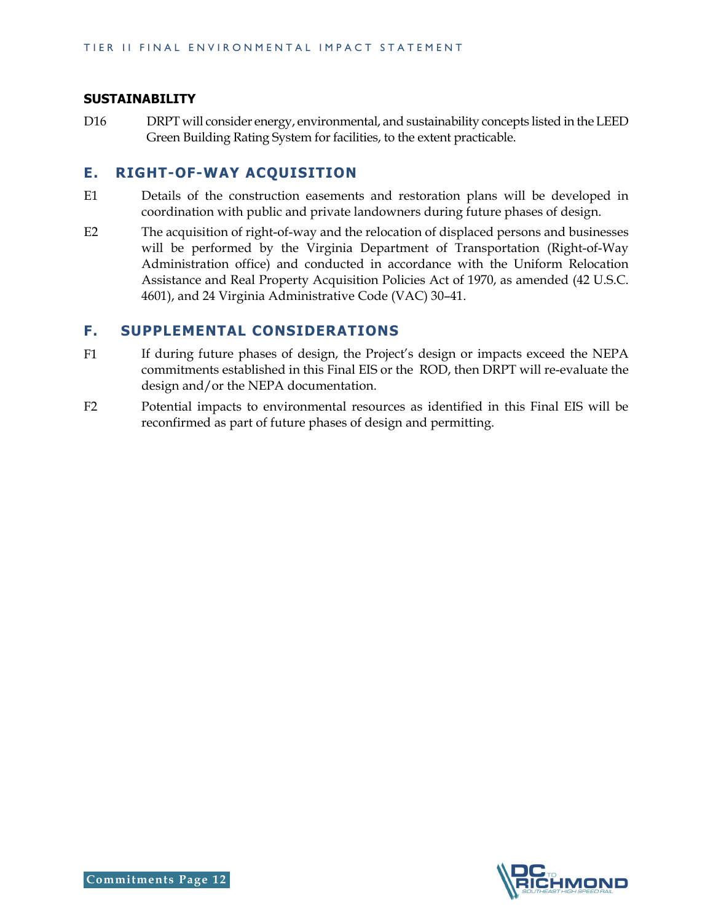**SUSTAINABILITY**

D16 DRPT will consider energy, environmental, and sustainability concepts listed in the LEED Green Building Rating System for facilities, to the extent practicable.

## E. RIGHT-OF-WAY ACQUISITION

E1 Details of the construction easements and restoration plans will be developed in coordination with public and private landowners during future phases of design.

E2 The acquisition of right-of-way and the relocation of displaced persons and businesses will be performed by the Virginia Department of Transportation (Right-of-Way Administration office) and conducted in accordance with the Uniform Relocation Assistance and Real Property Acquisition Policies Act of 1970, as amended (42 U.S.C. 4601), and 24 Virginia Administrative Code (VAC) 30–41.

## F. SUPPLEMENTAL CONSIDERATIONS

F1 If during future phases of design, the Project's design or impacts exceed the NEPA commitments established in this Final EIS or the ROD, then DRPT will re-evaluate the design and/or the NEPA documentation.

F2 Potential impacts to environmental resources as identified in this Final EIS will be reconfirmed as part of future phases of design and permitting.